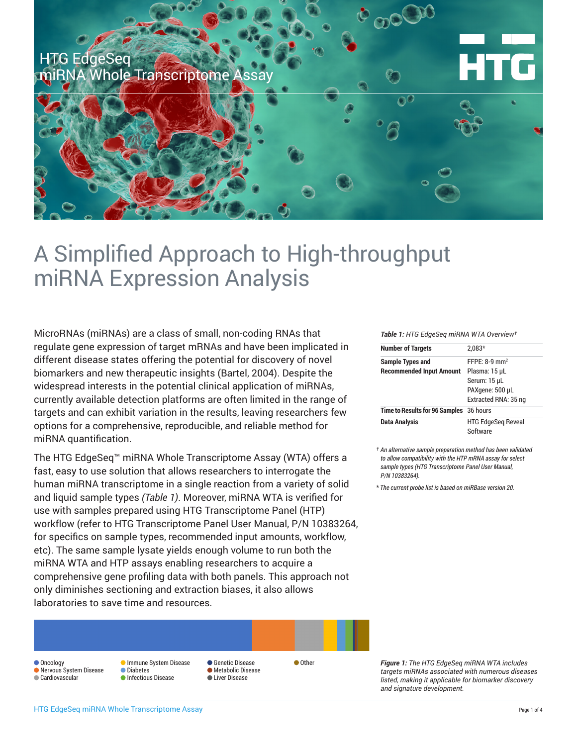HTG EdgeSeq
miRNA Whole Transcriptome Assay

# A Simplified Approach to High-throughput miRNA Expression Analysis

MicroRNAs (miRNAs) are a class of small, non-coding RNAs that regulate gene expression of target mRNAs and have been implicated in different disease states offering the potential for discovery of novel biomarkers and new therapeutic insights (Bartel, 2004). Despite the widespread interests in the potential clinical application of miRNAs, currently available detection platforms are often limited in the range of targets and can exhibit variation in the results, leaving researchers few options for a comprehensive, reproducible, and reliable method for miRNA quantification.

The HTG EdgeSeq™ miRNA Whole Transcriptome Assay (WTA) offers a fast, easy to use solution that allows researchers to interrogate the human miRNA transcriptome in a single reaction from a variety of solid and liquid sample types *(Table 1)*. Moreover, miRNA WTA is verified for use with samples prepared using HTG Transcriptome Panel (HTP) workflow (refer to HTG Transcriptome Panel User Manual, P/N 10383264, for specifics on sample types, recommended input amounts, workflow, etc). The same sample lysate yields enough volume to run both the miRNA WTA and HTP assays enabling researchers to acquire a comprehensive gene profiling data with both panels. This approach not only diminishes sectioning and extraction biases, it also allows laboratories to save time and resources.

***Table 1:*** *HTG EdgeSeq miRNA WTA Overview†*

| | |
|---|---|
| **Number of Targets** | 2,083* |
| **Sample Types and Recommended Input Amount** | FFPE: 8-9 $mm^2$<br>Plasma: 15 µL<br>Serum: 15 µL<br>PAXgene: 500 µL<br>Extracted RNA: 35 ng |
| **Time to Results for 96 Samples** | 36 hours |
| **Data Analysis** | HTG EdgeSeq Reveal Software |

*† An alternative sample preparation method has been validated to allow compatibility with the HTP mRNA assay for select sample types (HTG Transcriptome Panel User Manual, P/N 10383264).*

*\* The current probe list is based on miRBase version 20.*

- Oncology
- Nervous System Disease
- Cardiovascular
- Immune System Disease
- Diabetes
- Infectious Disease
- Genetic Disease
- Metabolic Disease
- Liver Disease
- Other

***Figure 1:*** *The HTG EdgeSeq miRNA WTA includes targets miRNAs associated with numerous diseases listed, making it applicable for biomarker discovery and signature development.*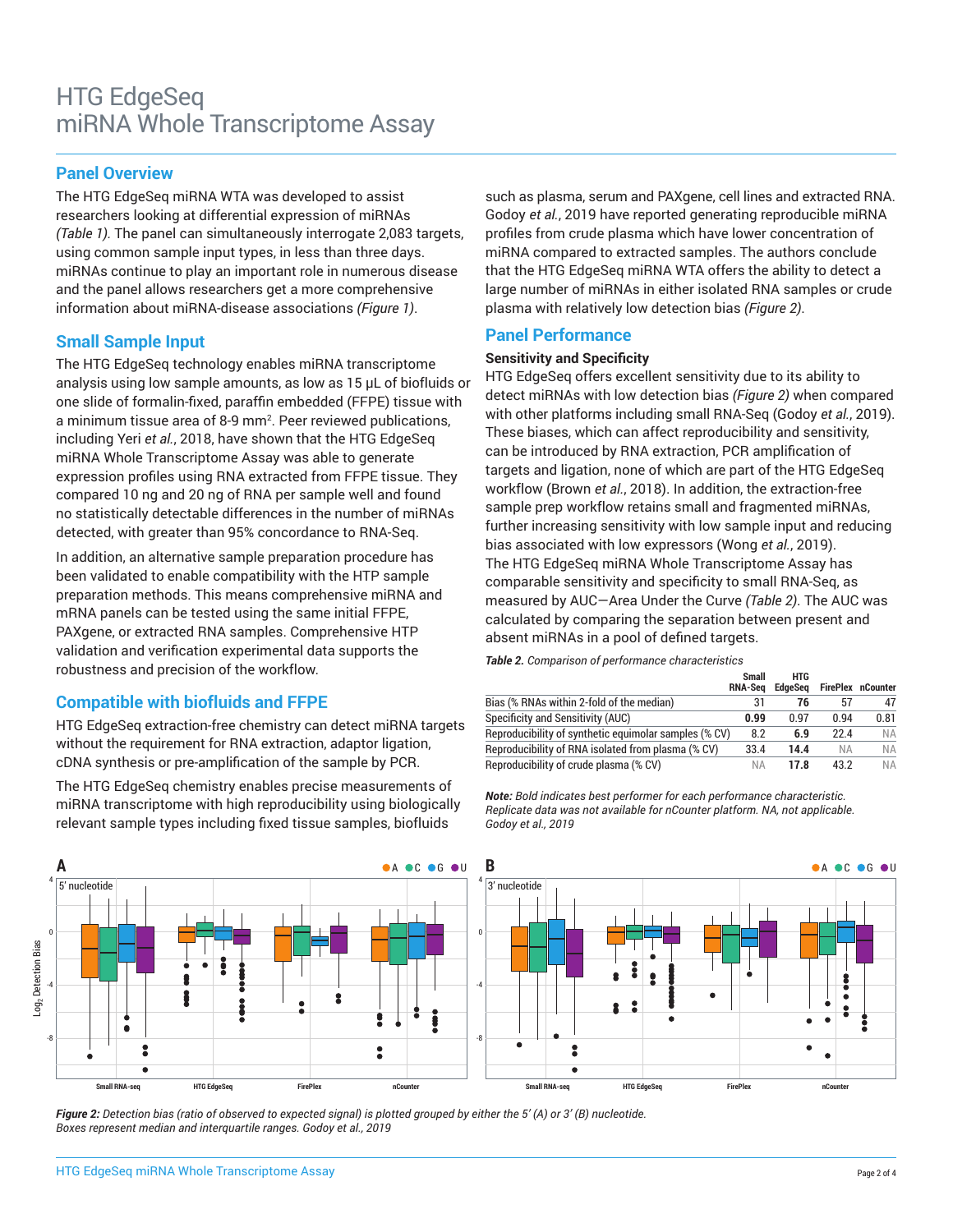# HTG EdgeSeq miRNA Whole Transcriptome Assay

## Panel Overview

The HTG EdgeSeq miRNA WTA was developed to assist researchers looking at differential expression of miRNAs *(Table 1).* The panel can simultaneously interrogate 2,083 targets, using common sample input types, in less than three days. miRNAs continue to play an important role in numerous disease and the panel allows researchers get a more comprehensive information about miRNA-disease associations *(Figure 1)*.

## Small Sample Input

The HTG EdgeSeq technology enables miRNA transcriptome analysis using low sample amounts, as low as 15 µL of biofluids or one slide of formalin-fixed, paraffin embedded (FFPE) tissue with a minimum tissue area of 8-9 mm$^2$. Peer reviewed publications, including Yeri *et al.*, 2018, have shown that the HTG EdgeSeq miRNA Whole Transcriptome Assay was able to generate expression profiles using RNA extracted from FFPE tissue. They compared 10 ng and 20 ng of RNA per sample well and found no statistically detectable differences in the number of miRNAs detected, with greater than 95% concordance to RNA-Seq.

In addition, an alternative sample preparation procedure has been validated to enable compatibility with the HTP sample preparation methods. This means comprehensive miRNA and mRNA panels can be tested using the same initial FFPE, PAXgene, or extracted RNA samples. Comprehensive HTP validation and verification experimental data supports the robustness and precision of the workflow.

## Compatible with biofluids and FFPE

HTG EdgeSeq extraction-free chemistry can detect miRNA targets without the requirement for RNA extraction, adaptor ligation, cDNA synthesis or pre-amplification of the sample by PCR.

The HTG EdgeSeq chemistry enables precise measurements of miRNA transcriptome with high reproducibility using biologically relevant sample types including fixed tissue samples, biofluids such as plasma, serum and PAXgene, cell lines and extracted RNA. Godoy *et al.*, 2019 have reported generating reproducible miRNA profiles from crude plasma which have lower concentration of miRNA compared to extracted samples. The authors conclude that the HTG EdgeSeq miRNA WTA offers the ability to detect a large number of miRNAs in either isolated RNA samples or crude plasma with relatively low detection bias *(Figure 2).*

## Panel Performance

### Sensitivity and Specificity

HTG EdgeSeq offers excellent sensitivity due to its ability to detect miRNAs with low detection bias *(Figure 2)* when compared with other platforms including small RNA-Seq (Godoy *et al.*, 2019). These biases, which can affect reproducibility and sensitivity, can be introduced by RNA extraction, PCR amplification of targets and ligation, none of which are part of the HTG EdgeSeq workflow (Brown *et al.*, 2018). In addition, the extraction-free sample prep workflow retains small and fragmented miRNAs, further increasing sensitivity with low sample input and reducing bias associated with low expressors (Wong *et al.*, 2019). The HTG EdgeSeq miRNA Whole Transcriptome Assay has comparable sensitivity and specificity to small RNA-Seq, as measured by AUC—Area Under the Curve *(Table 2)*. The AUC was calculated by comparing the separation between present and absent miRNAs in a pool of defined targets.

***Table 2.*** *Comparison of performance characteristics*

| | Small RNA-Seq | HTG EdgeSeq | FirePlex | nCounter |
|---|---|---|---|---|
| Bias (% RNAs within 2-fold of the median) | 31 | **76** | 57 | 47 |
| Specificity and Sensitivity (AUC) | **0.99** | 0.97 | 0.94 | 0.81 |
| Reproducibility of synthetic equimolar samples (% CV) | 8.2 | **6.9** | 22.4 | NA |
| Reproducibility of RNA isolated from plasma (% CV) | 33.4 | **14.4** | NA | NA |
| Reproducibility of crude plasma (% CV) | NA | **17.8** | 43.2 | NA |

***Note:*** *Bold indicates best performer for each performance characteristic. Replicate data was not available for nCounter platform. NA, not applicable. Godoy et al., 2019*

***Figure 2:*** *Detection bias (ratio of observed to expected signal) is plotted grouped by either the 5′ (A) or 3′ (B) nucleotide. Boxes represent median and interquartile ranges. Godoy et al., 2019*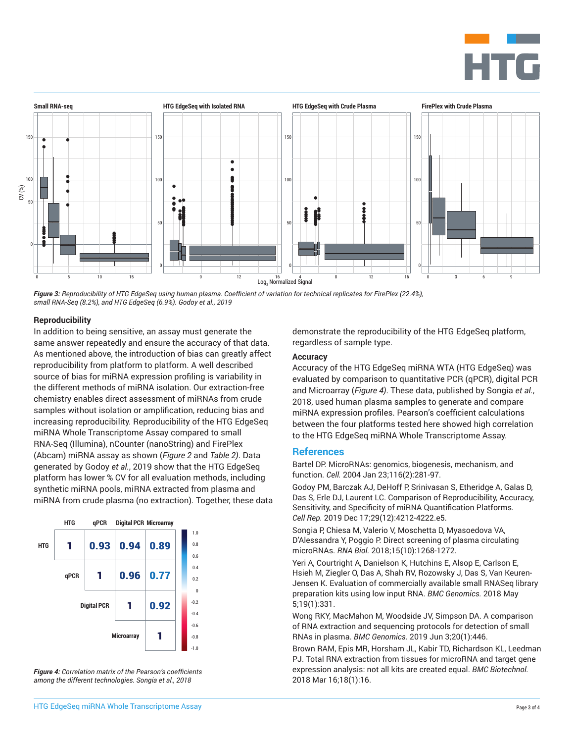*Figure 3: Reproducibility of HTG EdgeSeq using human plasma. Coefficient of variation for technical replicates for FirePlex (22.4%), small RNA-Seq (8.2%), and HTG EdgeSeq (6.9%). Godoy et al., 2019*

### Reproducibility

In addition to being sensitive, an assay must generate the same answer repeatedly and ensure the accuracy of that data. As mentioned above, the introduction of bias can greatly affect reproducibility from platform to platform. A well described source of bias for miRNA expression profiling is variability in the different methods of miRNA isolation. Our extraction-free chemistry enables direct assessment of miRNAs from crude samples without isolation or amplification, reducing bias and increasing reproducibility. Reproducibility of the HTG EdgeSeq miRNA Whole Transcriptome Assay compared to small RNA-Seq (Illumina), nCounter (nanoString) and FirePlex (Abcam) miRNA assay as shown (*Figure 2* and *Table 2*). Data generated by Godoy *et al.*, 2019 show that the HTG EdgeSeq platform has lower % CV for all evaluation methods, including synthetic miRNA pools, miRNA extracted from plasma and miRNA from crude plasma (no extraction). Together, these data demonstrate the reproducibility of the HTG EdgeSeq platform, regardless of sample type.

|  | HTG | qPCR | Digital PCR | Microarray |
|---|---|---|---|---|
| HTG | 1 | 0.93 | 0.94 | 0.89 |
| qPCR |  | 1 | 0.96 | 0.77 |
| Digital PCR |  |  | 1 | 0.92 |
| Microarray |  |  |  | 1 |

*Figure 4: Correlation matrix of the Pearson's coefficients among the different technologies. Songia et al., 2018*

### Accuracy

Accuracy of the HTG EdgeSeq miRNA WTA (HTG EdgeSeq) was evaluated by comparison to quantitative PCR (qPCR), digital PCR and Microarray (*Figure 4*). These data, published by Songia *et al.*, 2018, used human plasma samples to generate and compare miRNA expression profiles. Pearson's coefficient calculations between the four platforms tested here showed high correlation to the HTG EdgeSeq miRNA Whole Transcriptome Assay.

## References

Bartel DP. MicroRNAs: genomics, biogenesis, mechanism, and function. *Cell.* 2004 Jan 23;116(2):281-97.

Godoy PM, Barczak AJ, DeHoff P, Srinivasan S, Etheridge A, Galas D, Das S, Erle DJ, Laurent LC. Comparison of Reproducibility, Accuracy, Sensitivity, and Specificity of miRNA Quantification Platforms. *Cell Rep.* 2019 Dec 17;29(12):4212-4222.e5.

Songia P, Chiesa M, Valerio V, Moschetta D, Myasoedova VA, D'Alessandra Y, Poggio P. Direct screening of plasma circulating microRNAs. *RNA Biol.* 2018;15(10):1268-1272.

Yeri A, Courtright A, Danielson K, Hutchins E, Alsop E, Carlson E, Hsieh M, Ziegler O, Das A, Shah RV, Rozowsky J, Das S, Van Keuren-Jensen K. Evaluation of commercially available small RNASeq library preparation kits using low input RNA. *BMC Genomics.* 2018 May 5;19(1):331.

Wong RKY, MacMahon M, Woodside JV, Simpson DA. A comparison of RNA extraction and sequencing protocols for detection of small RNAs in plasma. *BMC Genomics.* 2019 Jun 3;20(1):446.

Brown RAM, Epis MR, Horsham JL, Kabir TD, Richardson KL, Leedman PJ. Total RNA extraction from tissues for microRNA and target gene expression analysis: not all kits are created equal. *BMC Biotechnol.* 2018 Mar 16;18(1):16.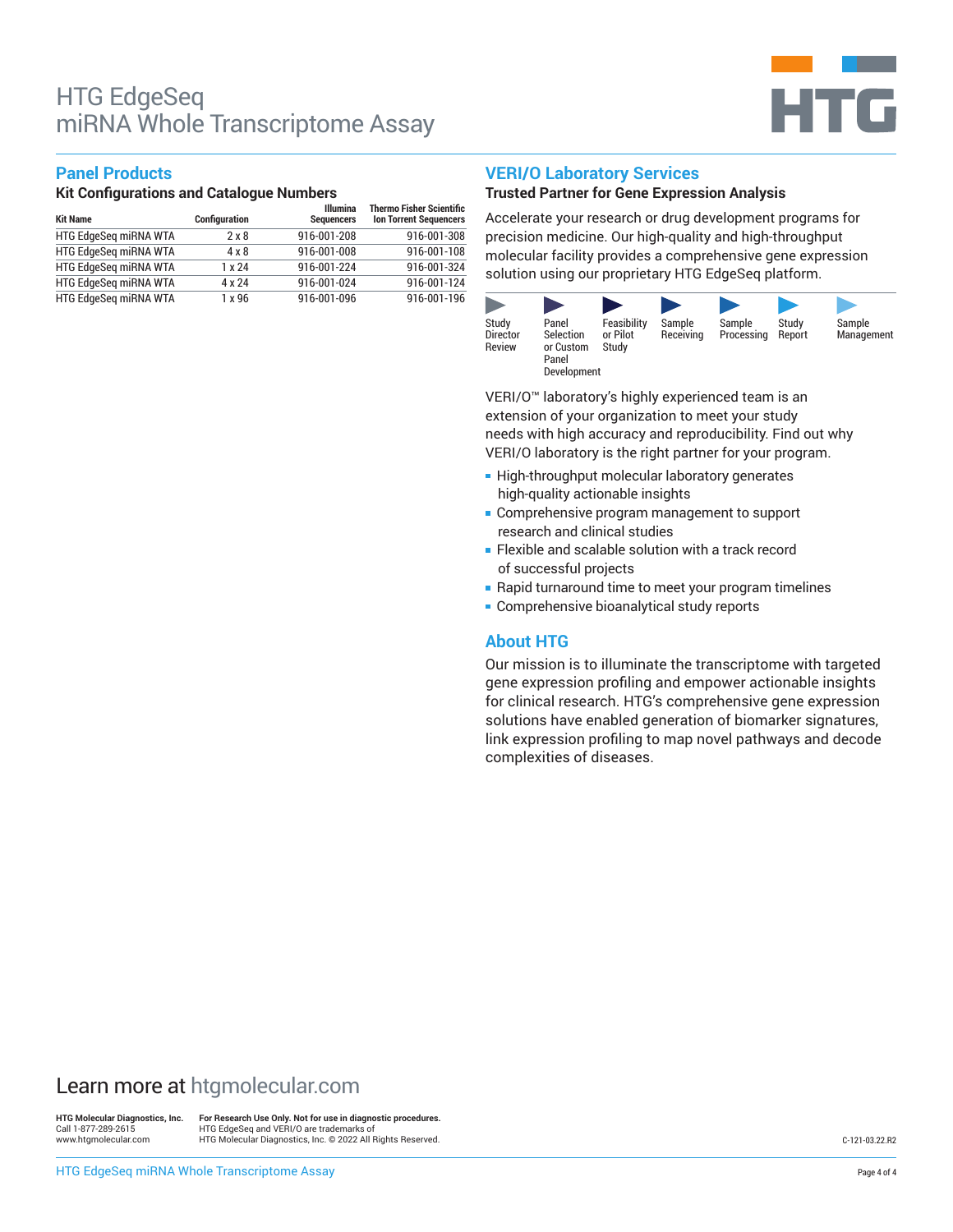# HTG EdgeSeq miRNA Whole Transcriptome Assay

## Panel Products

### Kit Configurations and Catalogue Numbers

| Kit Name | Configuration | Illumina Sequencers | Thermo Fisher Scientific Ion Torrent Sequencers |
|---|---|---|---|
| HTG EdgeSeq miRNA WTA | 2 x 8 | 916-001-208 | 916-001-308 |
| HTG EdgeSeq miRNA WTA | 4 x 8 | 916-001-008 | 916-001-108 |
| HTG EdgeSeq miRNA WTA | 1 x 24 | 916-001-224 | 916-001-324 |
| HTG EdgeSeq miRNA WTA | 4 x 24 | 916-001-024 | 916-001-124 |
| HTG EdgeSeq miRNA WTA | 1 x 96 | 916-001-096 | 916-001-196 |

## VERI/O Laboratory Services

### Trusted Partner for Gene Expression Analysis

Accelerate your research or drug development programs for precision medicine. Our high-quality and high-throughput molecular facility provides a comprehensive gene expression solution using our proprietary HTG EdgeSeq platform.

Study Director Review → Panel Selection or Custom Panel Development → Feasibility or Pilot Study → Sample Receiving → Sample Processing → Study Report → Sample Management

VERI/O™ laboratory's highly experienced team is an extension of your organization to meet your study needs with high accuracy and reproducibility. Find out why VERI/O laboratory is the right partner for your program.

- High-throughput molecular laboratory generates high-quality actionable insights
- Comprehensive program management to support research and clinical studies
- Flexible and scalable solution with a track record of successful projects
- Rapid turnaround time to meet your program timelines
- Comprehensive bioanalytical study reports

## About HTG

Our mission is to illuminate the transcriptome with targeted gene expression profiling and empower actionable insights for clinical research. HTG's comprehensive gene expression solutions have enabled generation of biomarker signatures, link expression profiling to map novel pathways and decode complexities of diseases.

## Learn more at htgmolecular.com

**HTG Molecular Diagnostics, Inc.**
Call 1-877-289-2615
www.htgmolecular.com

**For Research Use Only. Not for use in diagnostic procedures.**
HTG EdgeSeq and VERI/O are trademarks of
HTG Molecular Diagnostics, Inc. © 2022 All Rights Reserved.

C-121-03.22.R2